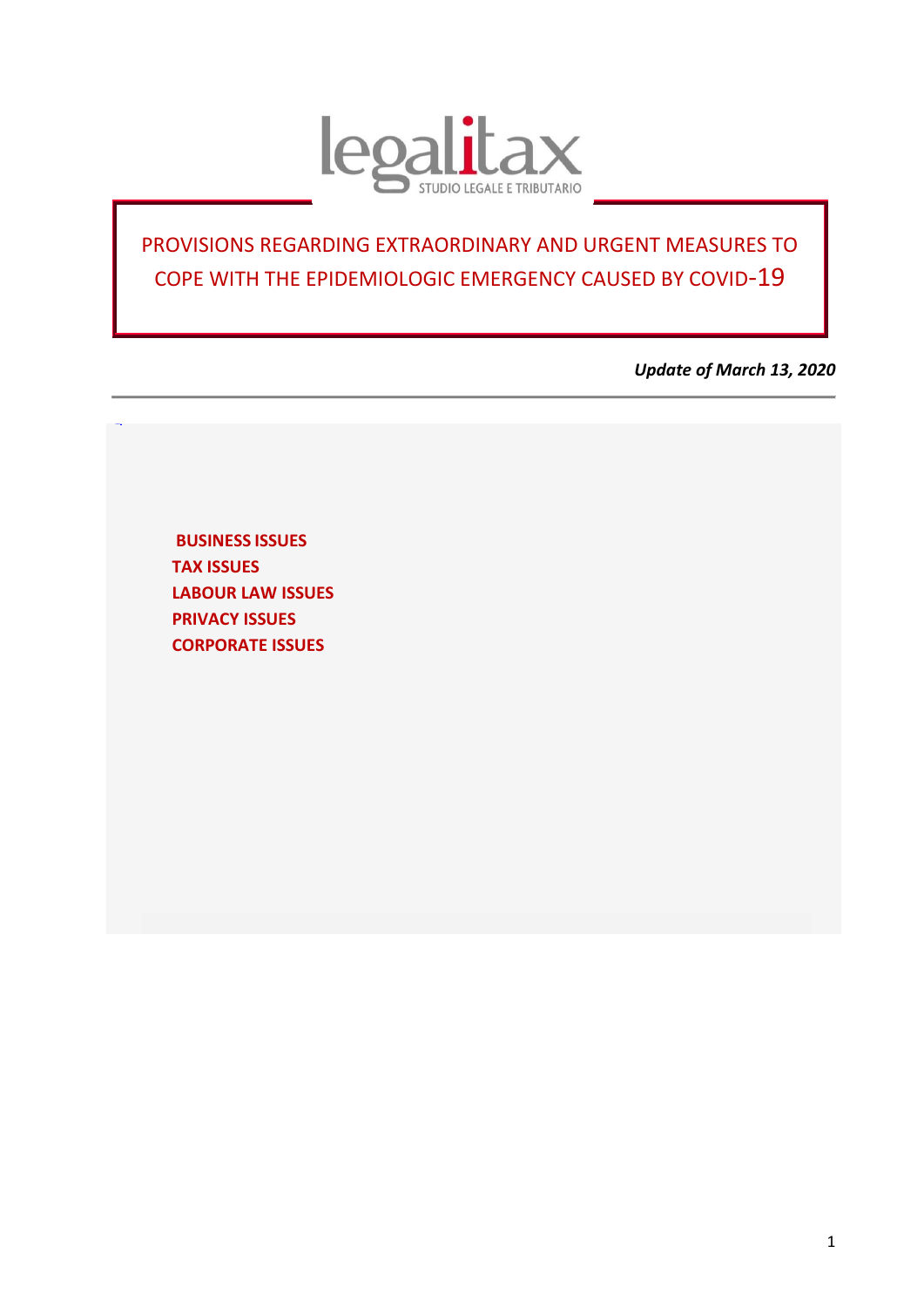legalitax

STUDIO LEGALE E TRIBUTARIO

# PROVISIONS REGARDING EXTRAORDINARY AND URGENT MEASURES TO COPE WITH THE EPIDEMIOLOGIC EMERGENCY CAUSED BY COVID-19

***Update of March 13, 2020***

**BUSINESS ISSUES**
**TAX ISSUES**
**LABOUR LAW ISSUES**
**PRIVACY ISSUES**
**CORPORATE ISSUES**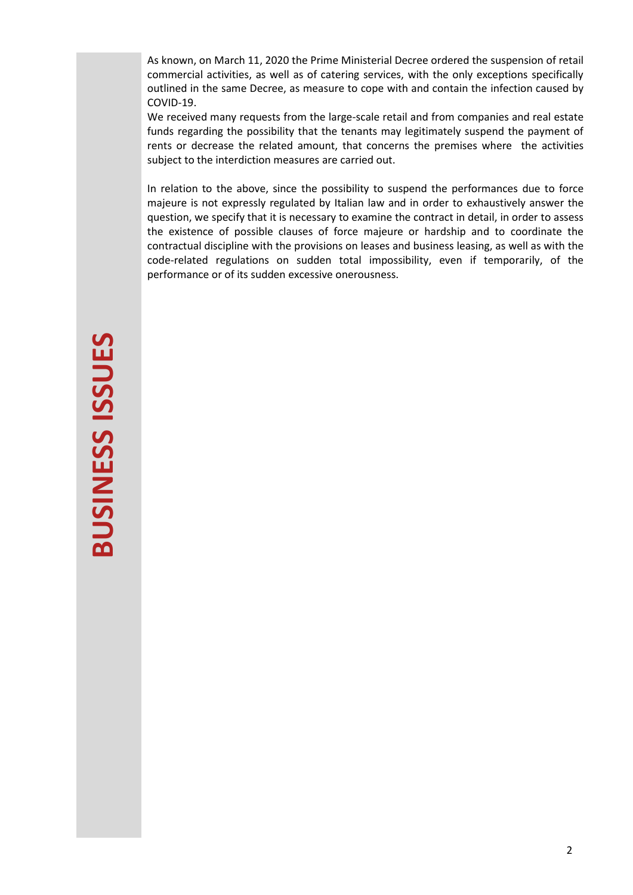# BUSINESS ISSUES

As known, on March 11, 2020 the Prime Ministerial Decree ordered the suspension of retail commercial activities, as well as of catering services, with the only exceptions specifically outlined in the same Decree, as measure to cope with and contain the infection caused by COVID-19.

We received many requests from the large-scale retail and from companies and real estate funds regarding the possibility that the tenants may legitimately suspend the payment of rents or decrease the related amount, that concerns the premises where the activities subject to the interdiction measures are carried out.

In relation to the above, since the possibility to suspend the performances due to force majeure is not expressly regulated by Italian law and in order to exhaustively answer the question, we specify that it is necessary to examine the contract in detail, in order to assess the existence of possible clauses of force majeure or hardship and to coordinate the contractual discipline with the provisions on leases and business leasing, as well as with the code-related regulations on sudden total impossibility, even if temporarily, of the performance or of its sudden excessive onerousness.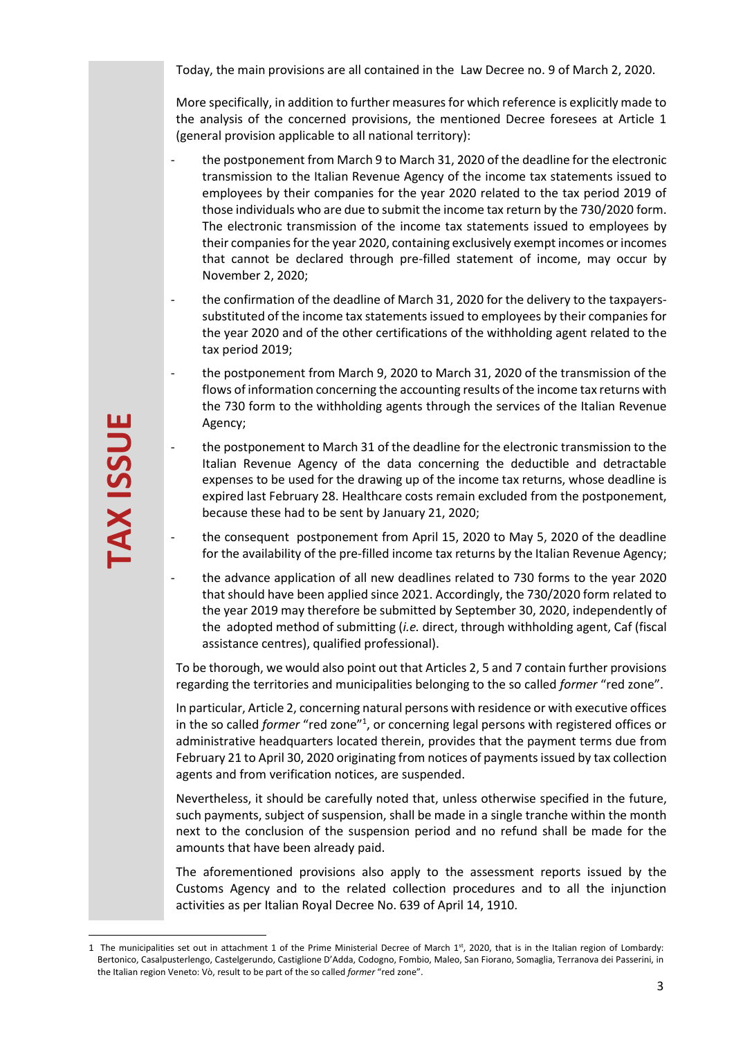Today, the main provisions are all contained in the Law Decree no. 9 of March 2, 2020.

More specifically, in addition to further measures for which reference is explicitly made to the analysis of the concerned provisions, the mentioned Decree foresees at Article 1 (general provision applicable to all national territory):

- the postponement from March 9 to March 31, 2020 of the deadline for the electronic transmission to the Italian Revenue Agency of the income tax statements issued to employees by their companies for the year 2020 related to the tax period 2019 of those individuals who are due to submit the income tax return by the 730/2020 form. The electronic transmission of the income tax statements issued to employees by their companies for the year 2020, containing exclusively exempt incomes or incomes that cannot be declared through pre-filled statement of income, may occur by November 2, 2020;
- the confirmation of the deadline of March 31, 2020 for the delivery to the taxpayers-substituted of the income tax statements issued to employees by their companies for the year 2020 and of the other certifications of the withholding agent related to the tax period 2019;
- the postponement from March 9, 2020 to March 31, 2020 of the transmission of the flows of information concerning the accounting results of the income tax returns with the 730 form to the withholding agents through the services of the Italian Revenue Agency;
- the postponement to March 31 of the deadline for the electronic transmission to the Italian Revenue Agency of the data concerning the deductible and detractable expenses to be used for the drawing up of the income tax returns, whose deadline is expired last February 28. Healthcare costs remain excluded from the postponement, because these had to be sent by January 21, 2020;
- the consequent postponement from April 15, 2020 to May 5, 2020 of the deadline for the availability of the pre-filled income tax returns by the Italian Revenue Agency;
- the advance application of all new deadlines related to 730 forms to the year 2020 that should have been applied since 2021. Accordingly, the 730/2020 form related to the year 2019 may therefore be submitted by September 30, 2020, independently of the adopted method of submitting (*i.e.* direct, through withholding agent, Caf (fiscal assistance centres), qualified professional).

To be thorough, we would also point out that Articles 2, 5 and 7 contain further provisions regarding the territories and municipalities belonging to the so called *former* "red zone".

In particular, Article 2, concerning natural persons with residence or with executive offices in the so called *former* "red zone"[1], or concerning legal persons with registered offices or administrative headquarters located therein, provides that the payment terms due from February 21 to April 30, 2020 originating from notices of payments issued by tax collection agents and from verification notices, are suspended.

Nevertheless, it should be carefully noted that, unless otherwise specified in the future, such payments, subject of suspension, shall be made in a single tranche within the month next to the conclusion of the suspension period and no refund shall be made for the amounts that have been already paid.

The aforementioned provisions also apply to the assessment reports issued by the Customs Agency and to the related collection procedures and to all the injunction activities as per Italian Royal Decree No. 639 of April 14, 1910.

---

1 The municipalities set out in attachment 1 of the Prime Ministerial Decree of March 1st, 2020, that is in the Italian region of Lombardy: Bertonico, Casalpusterlengo, Castelgerundo, Castiglione D'Adda, Codogno, Fombio, Maleo, San Fiorano, Somaglia, Terranova dei Passerini, in the Italian region Veneto: Vò, result to be part of the so called *former* "red zone".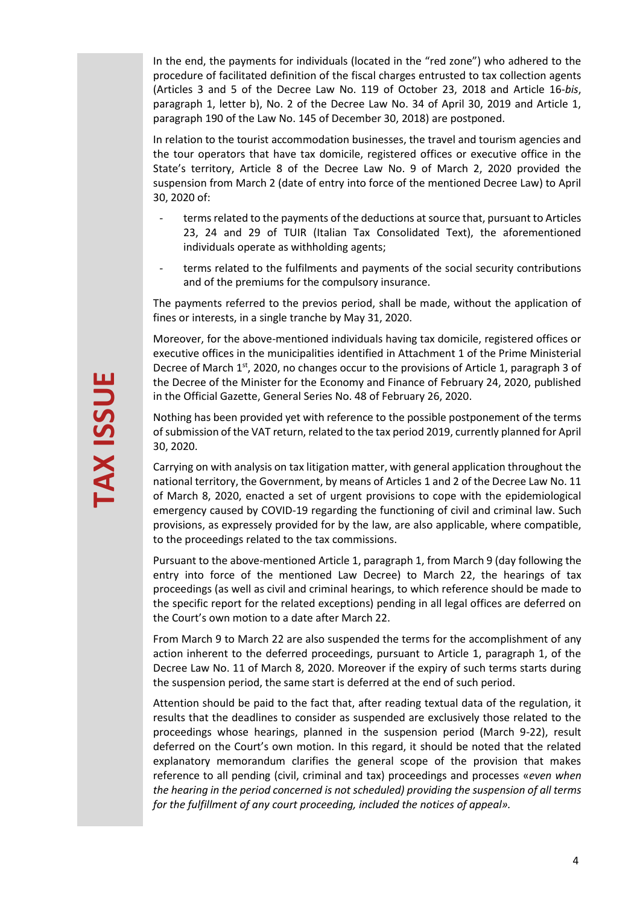In the end, the payments for individuals (located in the "red zone") who adhered to the procedure of facilitated definition of the fiscal charges entrusted to tax collection agents (Articles 3 and 5 of the Decree Law No. 119 of October 23, 2018 and Article 16-*bis*, paragraph 1, letter b), No. 2 of the Decree Law No. 34 of April 30, 2019 and Article 1, paragraph 190 of the Law No. 145 of December 30, 2018) are postponed.

In relation to the tourist accommodation businesses, the travel and tourism agencies and the tour operators that have tax domicile, registered offices or executive office in the State's territory, Article 8 of the Decree Law No. 9 of March 2, 2020 provided the suspension from March 2 (date of entry into force of the mentioned Decree Law) to April 30, 2020 of:

- terms related to the payments of the deductions at source that, pursuant to Articles 23, 24 and 29 of TUIR (Italian Tax Consolidated Text), the aforementioned individuals operate as withholding agents;
- terms related to the fulfilments and payments of the social security contributions and of the premiums for the compulsory insurance.

The payments referred to the previos period, shall be made, without the application of fines or interests, in a single tranche by May 31, 2020.

Moreover, for the above-mentioned individuals having tax domicile, registered offices or executive offices in the municipalities identified in Attachment 1 of the Prime Ministerial Decree of March 1st, 2020, no changes occur to the provisions of Article 1, paragraph 3 of the Decree of the Minister for the Economy and Finance of February 24, 2020, published in the Official Gazette, General Series No. 48 of February 26, 2020.

Nothing has been provided yet with reference to the possible postponement of the terms of submission of the VAT return, related to the tax period 2019, currently planned for April 30, 2020.

Carrying on with analysis on tax litigation matter, with general application throughout the national territory, the Government, by means of Articles 1 and 2 of the Decree Law No. 11 of March 8, 2020, enacted a set of urgent provisions to cope with the epidemiological emergency caused by COVID-19 regarding the functioning of civil and criminal law. Such provisions, as expressely provided for by the law, are also applicable, where compatible, to the proceedings related to the tax commissions.

Pursuant to the above-mentioned Article 1, paragraph 1, from March 9 (day following the entry into force of the mentioned Law Decree) to March 22, the hearings of tax proceedings (as well as civil and criminal hearings, to which reference should be made to the specific report for the related exceptions) pending in all legal offices are deferred on the Court's own motion to a date after March 22.

From March 9 to March 22 are also suspended the terms for the accomplishment of any action inherent to the deferred proceedings, pursuant to Article 1, paragraph 1, of the Decree Law No. 11 of March 8, 2020. Moreover if the expiry of such terms starts during the suspension period, the same start is deferred at the end of such period.

Attention should be paid to the fact that, after reading textual data of the regulation, it results that the deadlines to consider as suspended are exclusively those related to the proceedings whose hearings, planned in the suspension period (March 9-22), result deferred on the Court's own motion. In this regard, it should be noted that the related explanatory memorandum clarifies the general scope of the provision that makes reference to all pending (civil, criminal and tax) proceedings and processes «*even when the hearing in the period concerned is not scheduled) providing the suspension of all terms for the fulfillment of any court proceeding, included the notices of appeal*».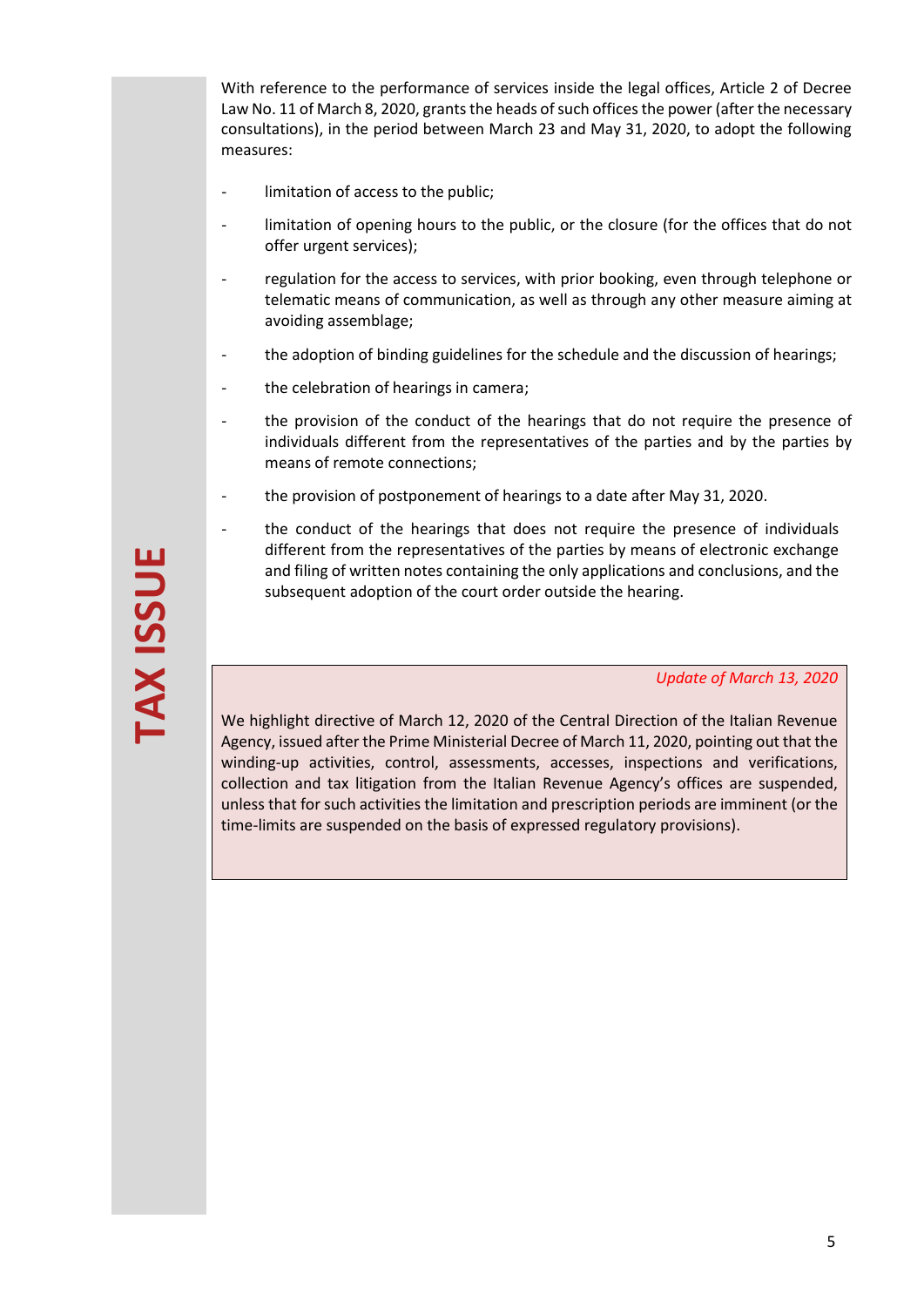With reference to the performance of services inside the legal offices, Article 2 of Decree Law No. 11 of March 8, 2020, grants the heads of such offices the power (after the necessary consultations), in the period between March 23 and May 31, 2020, to adopt the following measures:

- limitation of access to the public;
- limitation of opening hours to the public, or the closure (for the offices that do not offer urgent services);
- regulation for the access to services, with prior booking, even through telephone or telematic means of communication, as well as through any other measure aiming at avoiding assemblage;
- the adoption of binding guidelines for the schedule and the discussion of hearings;
- the celebration of hearings in camera;
- the provision of the conduct of the hearings that do not require the presence of individuals different from the representatives of the parties and by the parties by means of remote connections;
- the provision of postponement of hearings to a date after May 31, 2020.
- the conduct of the hearings that does not require the presence of individuals different from the representatives of the parties by means of electronic exchange and filing of written notes containing the only applications and conclusions, and the subsequent adoption of the court order outside the hearing.

*Update of March 13, 2020*

We highlight directive of March 12, 2020 of the Central Direction of the Italian Revenue Agency, issued after the Prime Ministerial Decree of March 11, 2020, pointing out that the winding-up activities, control, assessments, accesses, inspections and verifications, collection and tax litigation from the Italian Revenue Agency's offices are suspended, unless that for such activities the limitation and prescription periods are imminent (or the time-limits are suspended on the basis of expressed regulatory provisions).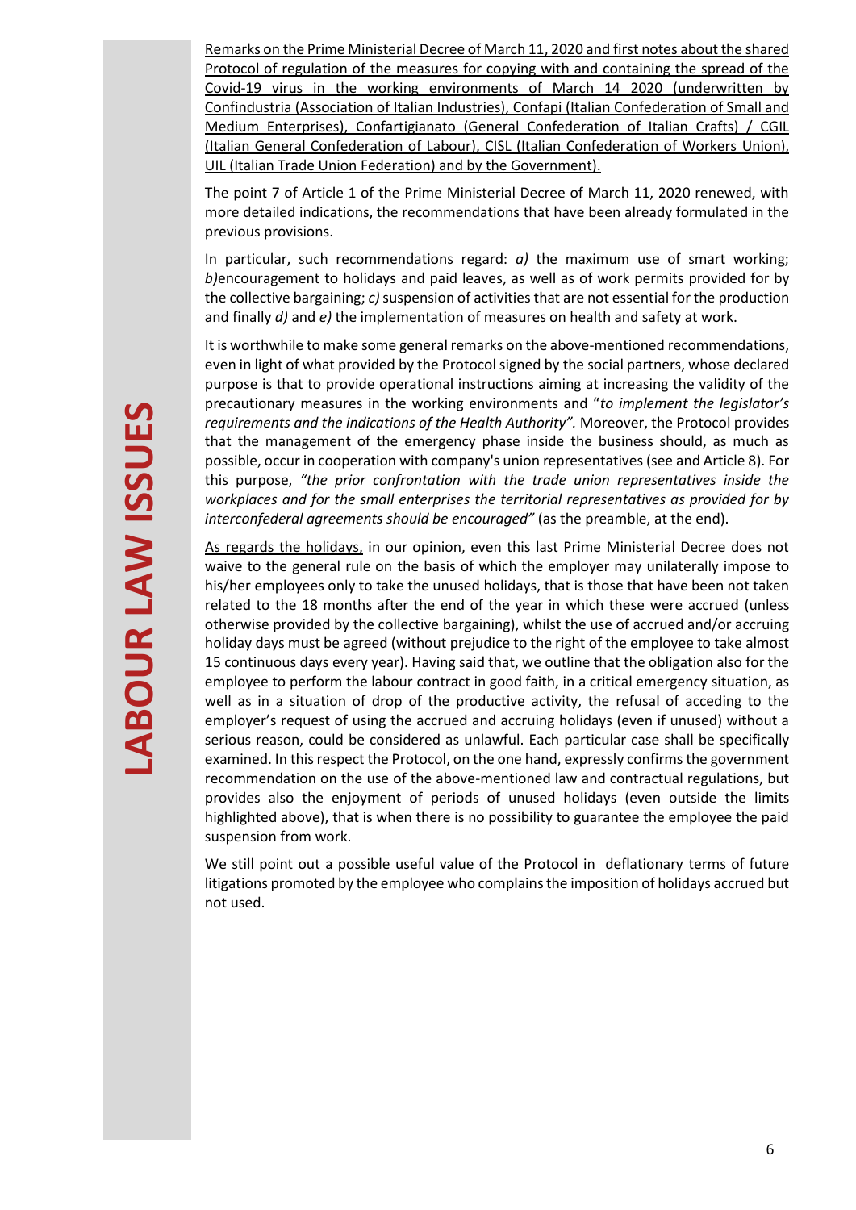Remarks on the Prime Ministerial Decree of March 11, 2020 and first notes about the shared Protocol of regulation of the measures for copying with and containing the spread of the Covid-19 virus in the working environments of March 14 2020 (underwritten by Confindustria (Association of Italian Industries), Confapi (Italian Confederation of Small and Medium Enterprises), Confartigianato (General Confederation of Italian Crafts) / CGIL (Italian General Confederation of Labour), CISL (Italian Confederation of Workers Union), UIL (Italian Trade Union Federation) and by the Government).

The point 7 of Article 1 of the Prime Ministerial Decree of March 11, 2020 renewed, with more detailed indications, the recommendations that have been already formulated in the previous provisions.

In particular, such recommendations regard: *a)* the maximum use of smart working; *b)*encouragement to holidays and paid leaves, as well as of work permits provided for by the collective bargaining; *c)* suspension of activities that are not essential for the production and finally *d)* and *e)* the implementation of measures on health and safety at work.

It is worthwhile to make some general remarks on the above-mentioned recommendations, even in light of what provided by the Protocol signed by the social partners, whose declared purpose is that to provide operational instructions aiming at increasing the validity of the precautionary measures in the working environments and "*to implement the legislator's requirements and the indications of the Health Authority"*. Moreover, the Protocol provides that the management of the emergency phase inside the business should, as much as possible, occur in cooperation with company's union representatives (see and Article 8). For this purpose, *"the prior confrontation with the trade union representatives inside the workplaces and for the small enterprises the territorial representatives as provided for by interconfederal agreements should be encouraged"* (as the preamble, at the end).

As regards the holidays, in our opinion, even this last Prime Ministerial Decree does not waive to the general rule on the basis of which the employer may unilaterally impose to his/her employees only to take the unused holidays, that is those that have been not taken related to the 18 months after the end of the year in which these were accrued (unless otherwise provided by the collective bargaining), whilst the use of accrued and/or accruing holiday days must be agreed (without prejudice to the right of the employee to take almost 15 continuous days every year). Having said that, we outline that the obligation also for the employee to perform the labour contract in good faith, in a critical emergency situation, as well as in a situation of drop of the productive activity, the refusal of acceding to the employer's request of using the accrued and accruing holidays (even if unused) without a serious reason, could be considered as unlawful. Each particular case shall be specifically examined. In this respect the Protocol, on the one hand, expressly confirms the government recommendation on the use of the above-mentioned law and contractual regulations, but provides also the enjoyment of periods of unused holidays (even outside the limits highlighted above), that is when there is no possibility to guarantee the employee the paid suspension from work.

We still point out a possible useful value of the Protocol in deflationary terms of future litigations promoted by the employee who complains the imposition of holidays accrued but not used.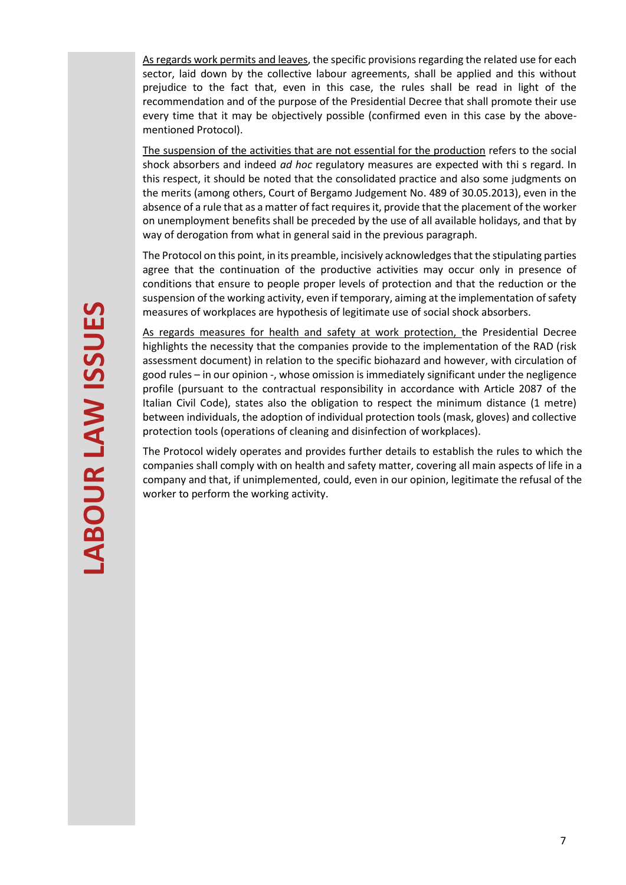<u>As regards work permits and leaves</u>, the specific provisions regarding the related use for each sector, laid down by the collective labour agreements, shall be applied and this without prejudice to the fact that, even in this case, the rules shall be read in light of the recommendation and of the purpose of the Presidential Decree that shall promote their use every time that it may be objectively possible (confirmed even in this case by the above-mentioned Protocol).

<u>The suspension of the activities that are not essential for the production</u> refers to the social shock absorbers and indeed *ad hoc* regulatory measures are expected with thi s regard. In this respect, it should be noted that the consolidated practice and also some judgments on the merits (among others, Court of Bergamo Judgement No. 489 of 30.05.2013), even in the absence of a rule that as a matter of fact requires it, provide that the placement of the worker on unemployment benefits shall be preceded by the use of all available holidays, and that by way of derogation from what in general said in the previous paragraph.

The Protocol on this point, in its preamble, incisively acknowledges that the stipulating parties agree that the continuation of the productive activities may occur only in presence of conditions that ensure to people proper levels of protection and that the reduction or the suspension of the working activity, even if temporary, aiming at the implementation of safety measures of workplaces are hypothesis of legitimate use of social shock absorbers.

<u>As regards measures for health and safety at work protection,</u> the Presidential Decree highlights the necessity that the companies provide to the implementation of the RAD (risk assessment document) in relation to the specific biohazard and however, with circulation of good rules – in our opinion -, whose omission is immediately significant under the negligence profile (pursuant to the contractual responsibility in accordance with Article 2087 of the Italian Civil Code), states also the obligation to respect the minimum distance (1 metre) between individuals, the adoption of individual protection tools (mask, gloves) and collective protection tools (operations of cleaning and disinfection of workplaces).

The Protocol widely operates and provides further details to establish the rules to which the companies shall comply with on health and safety matter, covering all main aspects of life in a company and that, if unimplemented, could, even in our opinion, legitimate the refusal of the worker to perform the working activity.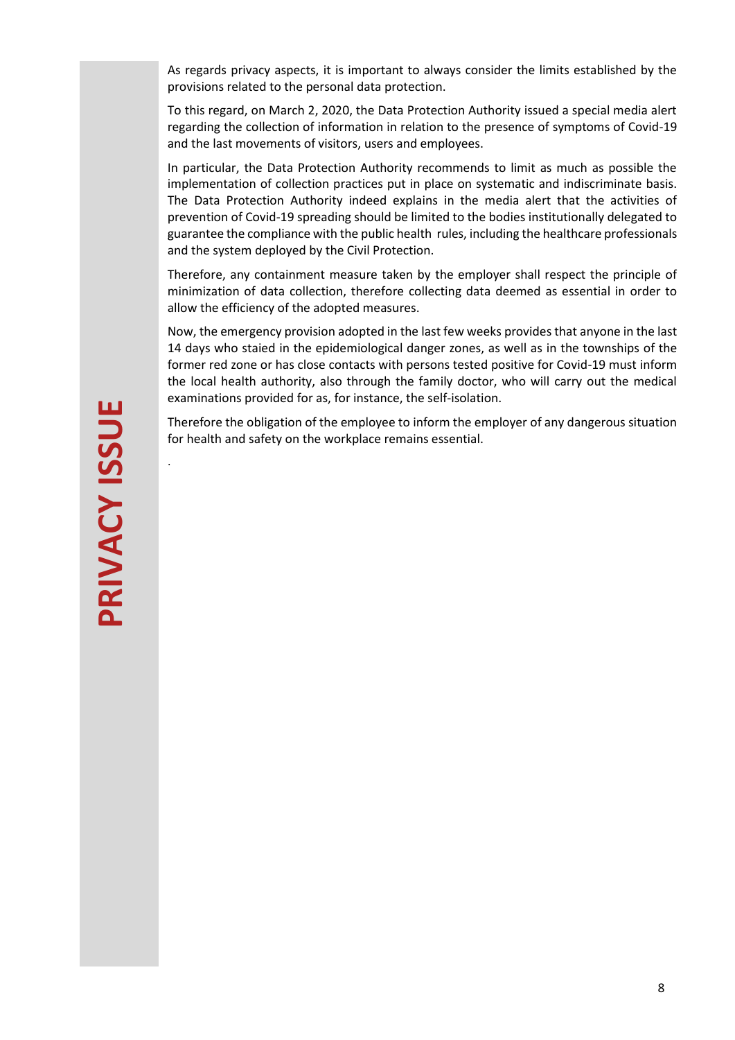# PRIVACY ISSUE

As regards privacy aspects, it is important to always consider the limits established by the provisions related to the personal data protection.

To this regard, on March 2, 2020, the Data Protection Authority issued a special media alert regarding the collection of information in relation to the presence of symptoms of Covid-19 and the last movements of visitors, users and employees.

In particular, the Data Protection Authority recommends to limit as much as possible the implementation of collection practices put in place on systematic and indiscriminate basis. The Data Protection Authority indeed explains in the media alert that the activities of prevention of Covid-19 spreading should be limited to the bodies institutionally delegated to guarantee the compliance with the public health rules, including the healthcare professionals and the system deployed by the Civil Protection.

Therefore, any containment measure taken by the employer shall respect the principle of minimization of data collection, therefore collecting data deemed as essential in order to allow the efficiency of the adopted measures.

Now, the emergency provision adopted in the last few weeks provides that anyone in the last 14 days who staied in the epidemiological danger zones, as well as in the townships of the former red zone or has close contacts with persons tested positive for Covid-19 must inform the local health authority, also through the family doctor, who will carry out the medical examinations provided for as, for instance, the self-isolation.

Therefore the obligation of the employee to inform the employer of any dangerous situation for health and safety on the workplace remains essential.

.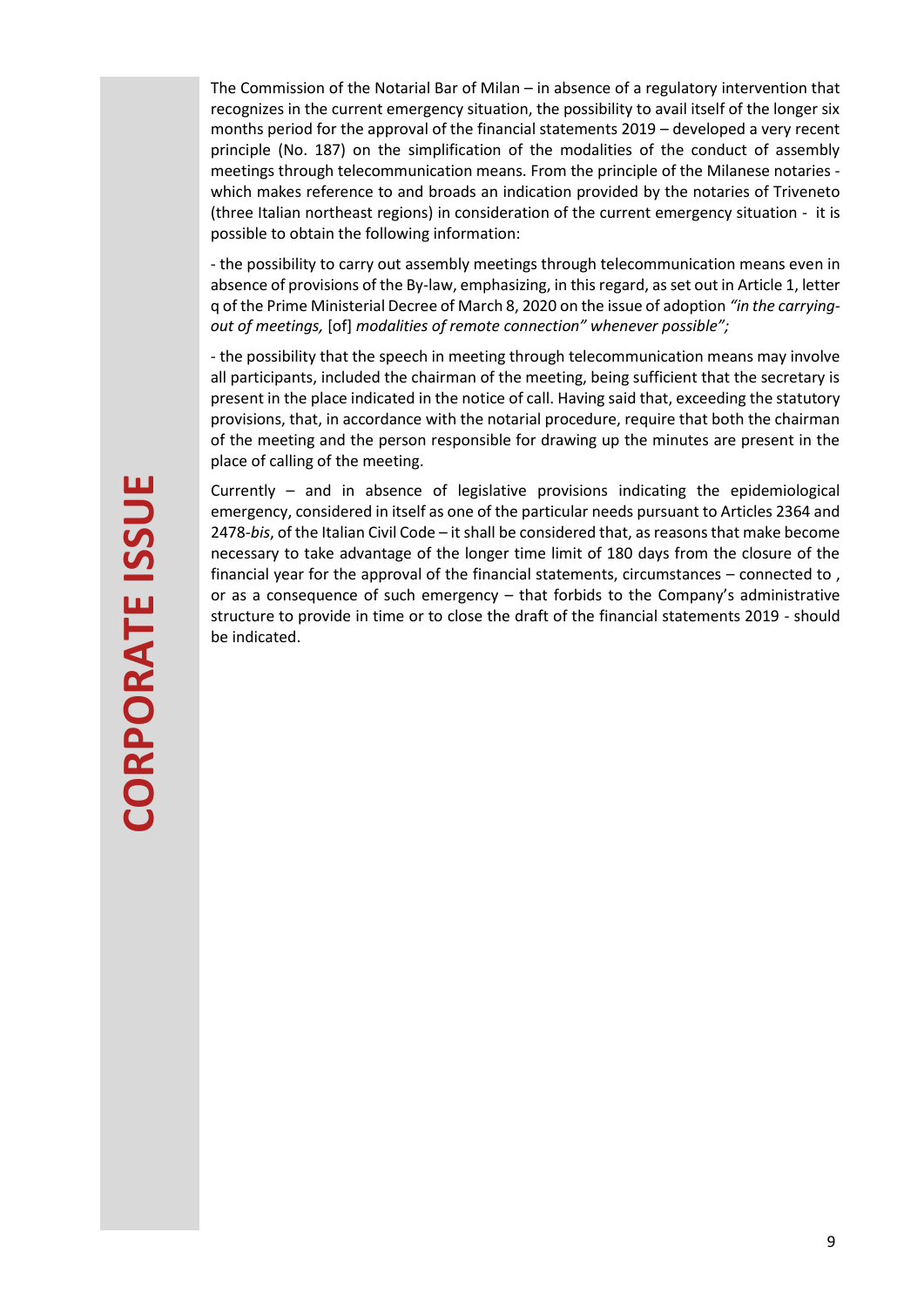The Commission of the Notarial Bar of Milan – in absence of a regulatory intervention that recognizes in the current emergency situation, the possibility to avail itself of the longer six months period for the approval of the financial statements 2019 – developed a very recent principle (No. 187) on the simplification of the modalities of the conduct of assembly meetings through telecommunication means. From the principle of the Milanese notaries - which makes reference to and broads an indication provided by the notaries of Triveneto (three Italian northeast regions) in consideration of the current emergency situation - it is possible to obtain the following information:

- the possibility to carry out assembly meetings through telecommunication means even in absence of provisions of the By-law, emphasizing, in this regard, as set out in Article 1, letter q of the Prime Ministerial Decree of March 8, 2020 on the issue of adoption *"in the carrying-out of meetings,* [of] *modalities of remote connection" whenever possible";*

- the possibility that the speech in meeting through telecommunication means may involve all participants, included the chairman of the meeting, being sufficient that the secretary is present in the place indicated in the notice of call. Having said that, exceeding the statutory provisions, that, in accordance with the notarial procedure, require that both the chairman of the meeting and the person responsible for drawing up the minutes are present in the place of calling of the meeting.

Currently – and in absence of legislative provisions indicating the epidemiological emergency, considered in itself as one of the particular needs pursuant to Articles 2364 and 2478-*bis*, of the Italian Civil Code – it shall be considered that, as reasons that make become necessary to take advantage of the longer time limit of 180 days from the closure of the financial year for the approval of the financial statements, circumstances – connected to , or as a consequence of such emergency – that forbids to the Company's administrative structure to provide in time or to close the draft of the financial statements 2019 - should be indicated.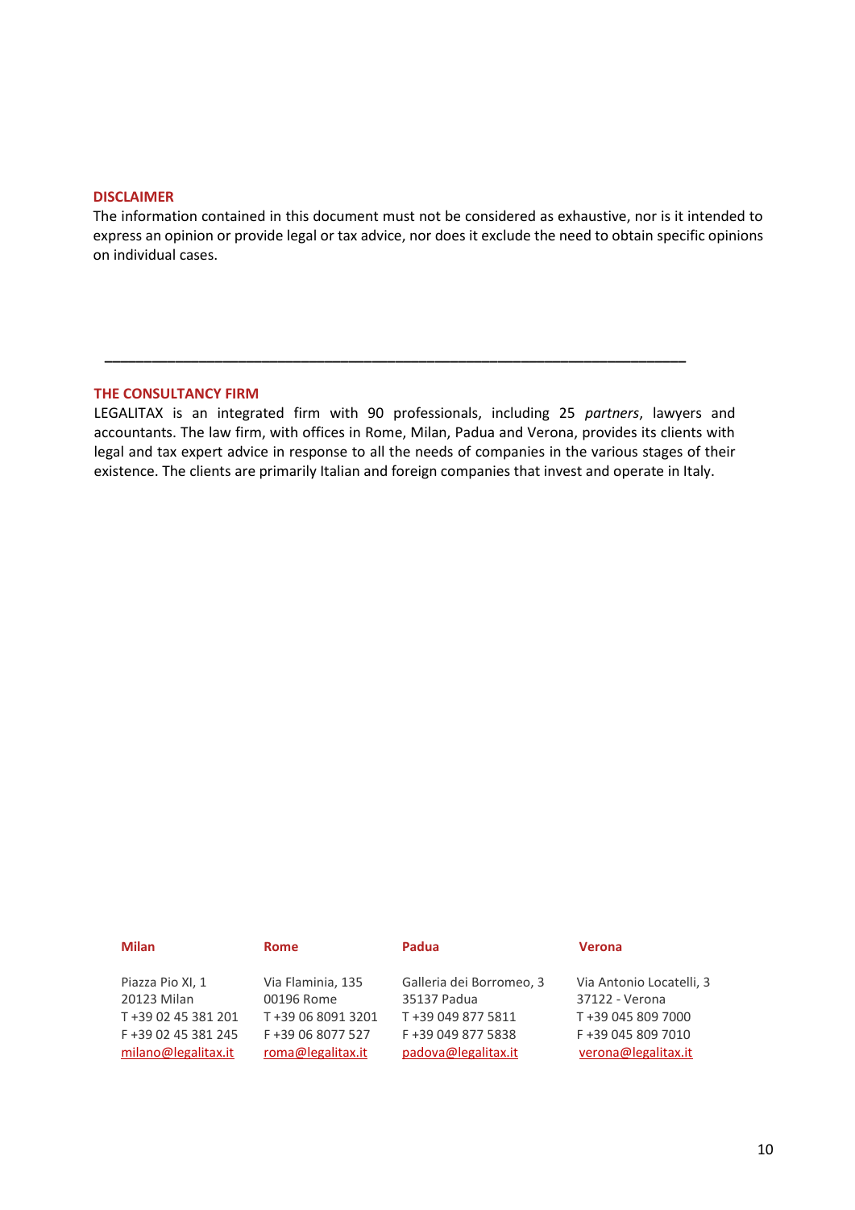## DISCLAIMER

The information contained in this document must not be considered as exhaustive, nor is it intended to express an opinion or provide legal or tax advice, nor does it exclude the need to obtain specific opinions on individual cases.

---

## THE CONSULTANCY FIRM

LEGALITAX is an integrated firm with 90 professionals, including 25 *partners*, lawyers and accountants. The law firm, with offices in Rome, Milan, Padua and Verona, provides its clients with legal and tax expert advice in response to all the needs of companies in the various stages of their existence. The clients are primarily Italian and foreign companies that invest and operate in Italy.

| Milan | Rome | Padua | Verona |
|---|---|---|---|
| Piazza Pio XI, 1 | Via Flaminia, 135 | Galleria dei Borromeo, 3 | Via Antonio Locatelli, 3 |
| 20123 Milan | 00196 Rome | 35137 Padua | 37122 - Verona |
| T +39 02 45 381 201 | T +39 06 8091 3201 | T +39 049 877 5811 | T +39 045 809 7000 |
| F +39 02 45 381 245 | F +39 06 8077 527 | F +39 049 877 5838 | F +39 045 809 7010 |
| milano@legalitax.it | roma@legalitax.it | padova@legalitax.it | verona@legalitax.it |